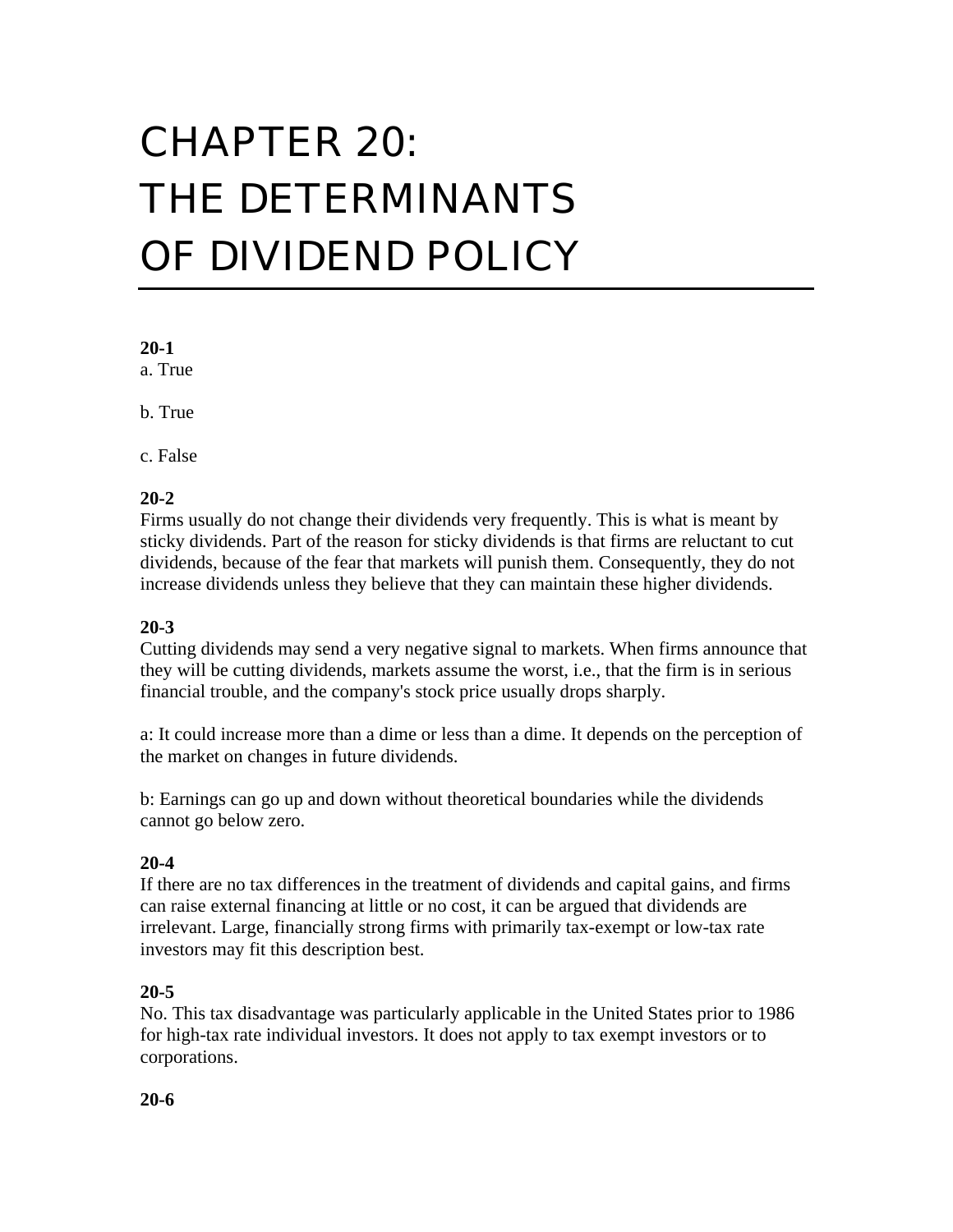# CHAPTER 20: THE DETERMINANTS OF DIVIDEND POLICY

**20-1**

a. True

b. True

c. False

**20-2**

Firms usually do not change their dividends very frequently. This is what is meant by sticky dividends. Part of the reason for sticky dividends is that firms are reluctant to cut dividends, because of the fear that markets will punish them. Consequently, they do not increase dividends unless they believe that they can maintain these higher dividends.

**20-3**

Cutting dividends may send a very negative signal to markets. When firms announce that they will be cutting dividends, markets assume the worst, i.e., that the firm is in serious financial trouble, and the company's stock price usually drops sharply.

a: It could increase more than a dime or less than a dime. It depends on the perception of the market on changes in future dividends.

b: Earnings can go up and down without theoretical boundaries while the dividends cannot go below zero.

**20-4**

If there are no tax differences in the treatment of dividends and capital gains, and firms can raise external financing at little or no cost, it can be argued that dividends are irrelevant. Large, financially strong firms with primarily tax-exempt or low-tax rate investors may fit this description best.

**20-5**

No. This tax disadvantage was particularly applicable in the United States prior to 1986 for high-tax rate individual investors. It does not apply to tax exempt investors or to corporations.

**20-6**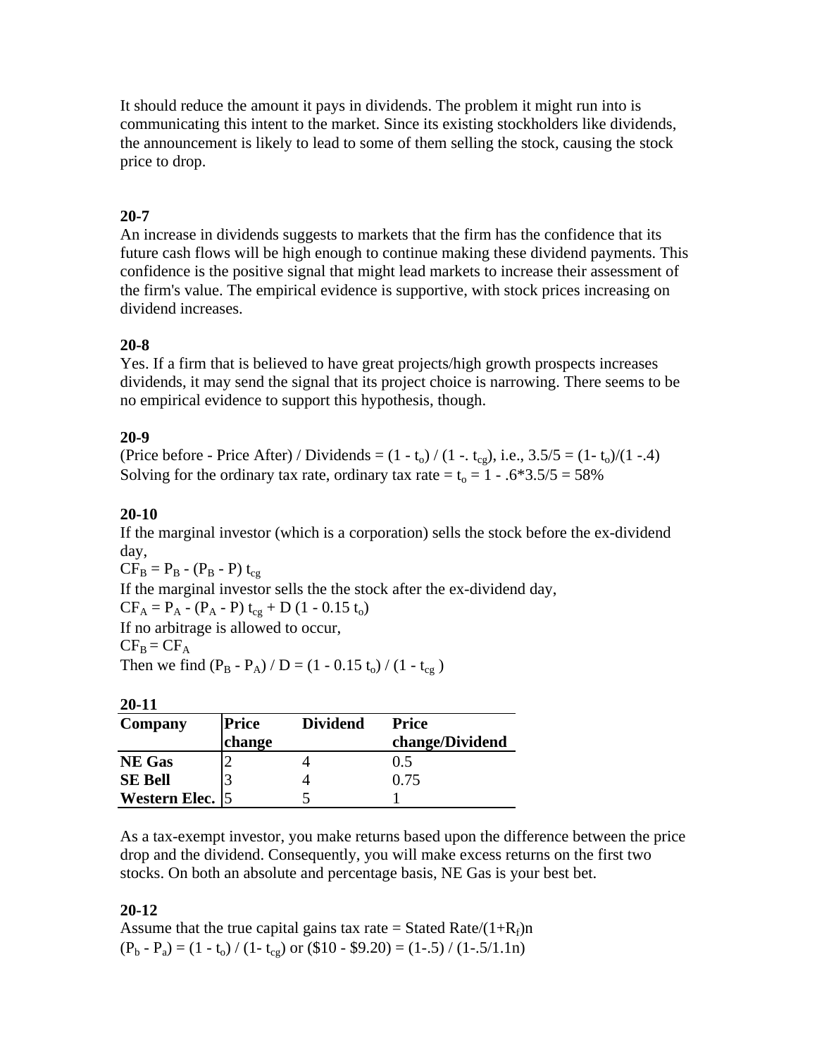It should reduce the amount it pays in dividends. The problem it might run into is communicating this intent to the market. Since its existing stockholders like dividends, the announcement is likely to lead to some of them selling the stock, causing the stock price to drop.

**20-7**

An increase in dividends suggests to markets that the firm has the confidence that its future cash flows will be high enough to continue making these dividend payments. This confidence is the positive signal that might lead markets to increase their assessment of the firm's value. The empirical evidence is supportive, with stock prices increasing on dividend increases.

**20-8**

Yes. If a firm that is believed to have great projects/high growth prospects increases dividends, it may send the signal that its project choice is narrowing. There seems to be no empirical evidence to support this hypothesis, though.

**20-9**

(Price before - Price After) / Dividends = $(1 - t_o) / (1 -. t_{cg})$, i.e., $3.5/5 = (1- t_o)/(1 -.4)$
Solving for the ordinary tax rate, ordinary tax rate = $t_o = 1 - .6*3.5/5 = 58\%$

**20-10**

If the marginal investor (which is a corporation) sells the stock before the ex-dividend day,
$CF_B = P_B - (P_B - P)\, t_{cg}$
If the marginal investor sells the the stock after the ex-dividend day,
$CF_A = P_A - (P_A - P)\, t_{cg} + D\,(1 - 0.15\, t_o)$
If no arbitrage is allowed to occur,
$CF_B = CF_A$
Then we find $(P_B - P_A) / D = (1 - 0.15\, t_o) / (1 - t_{cg})$

**20-11**

| Company | Price change | Dividend | Price change/Dividend |
|---|---|---|---|
| **NE Gas** | 2 | 4 | 0.5 |
| **SE Bell** | 3 | 4 | 0.75 |
| **Western Elec.** | 5 | 5 | 1 |

As a tax-exempt investor, you make returns based upon the difference between the price drop and the dividend. Consequently, you will make excess returns on the first two stocks. On both an absolute and percentage basis, NE Gas is your best bet.

**20-12**

Assume that the true capital gains tax rate = Stated Rate/$(1+R_f)$n
$(P_b - P_a) = (1 - t_o) / (1- t_{cg})$ or $(\$10 - \$9.20) = (1-.5) / (1-.5/1.1n)$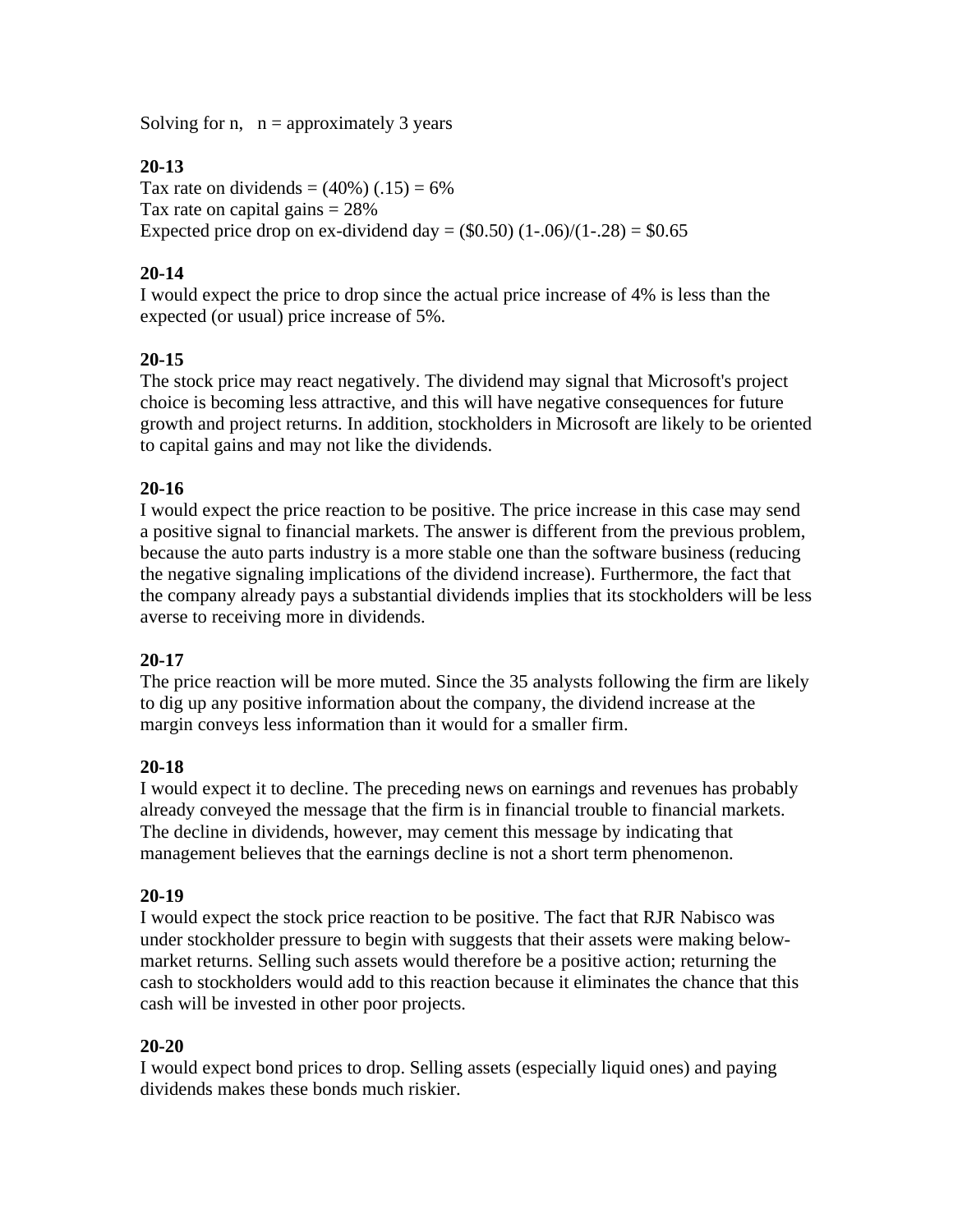Solving for n, n = approximately 3 years

**20-13**

Tax rate on dividends = (40%) (.15) = 6%

Tax rate on capital gains = 28%

Expected price drop on ex-dividend day = (\$0.50) (1-.06)/(1-.28) = \$0.65

**20-14**

I would expect the price to drop since the actual price increase of 4% is less than the expected (or usual) price increase of 5%.

**20-15**

The stock price may react negatively. The dividend may signal that Microsoft's project choice is becoming less attractive, and this will have negative consequences for future growth and project returns. In addition, stockholders in Microsoft are likely to be oriented to capital gains and may not like the dividends.

**20-16**

I would expect the price reaction to be positive. The price increase in this case may send a positive signal to financial markets. The answer is different from the previous problem, because the auto parts industry is a more stable one than the software business (reducing the negative signaling implications of the dividend increase). Furthermore, the fact that the company already pays a substantial dividends implies that its stockholders will be less averse to receiving more in dividends.

**20-17**

The price reaction will be more muted. Since the 35 analysts following the firm are likely to dig up any positive information about the company, the dividend increase at the margin conveys less information than it would for a smaller firm.

**20-18**

I would expect it to decline. The preceding news on earnings and revenues has probably already conveyed the message that the firm is in financial trouble to financial markets. The decline in dividends, however, may cement this message by indicating that management believes that the earnings decline is not a short term phenomenon.

**20-19**

I would expect the stock price reaction to be positive. The fact that RJR Nabisco was under stockholder pressure to begin with suggests that their assets were making below-market returns. Selling such assets would therefore be a positive action; returning the cash to stockholders would add to this reaction because it eliminates the chance that this cash will be invested in other poor projects.

**20-20**

I would expect bond prices to drop. Selling assets (especially liquid ones) and paying dividends makes these bonds much riskier.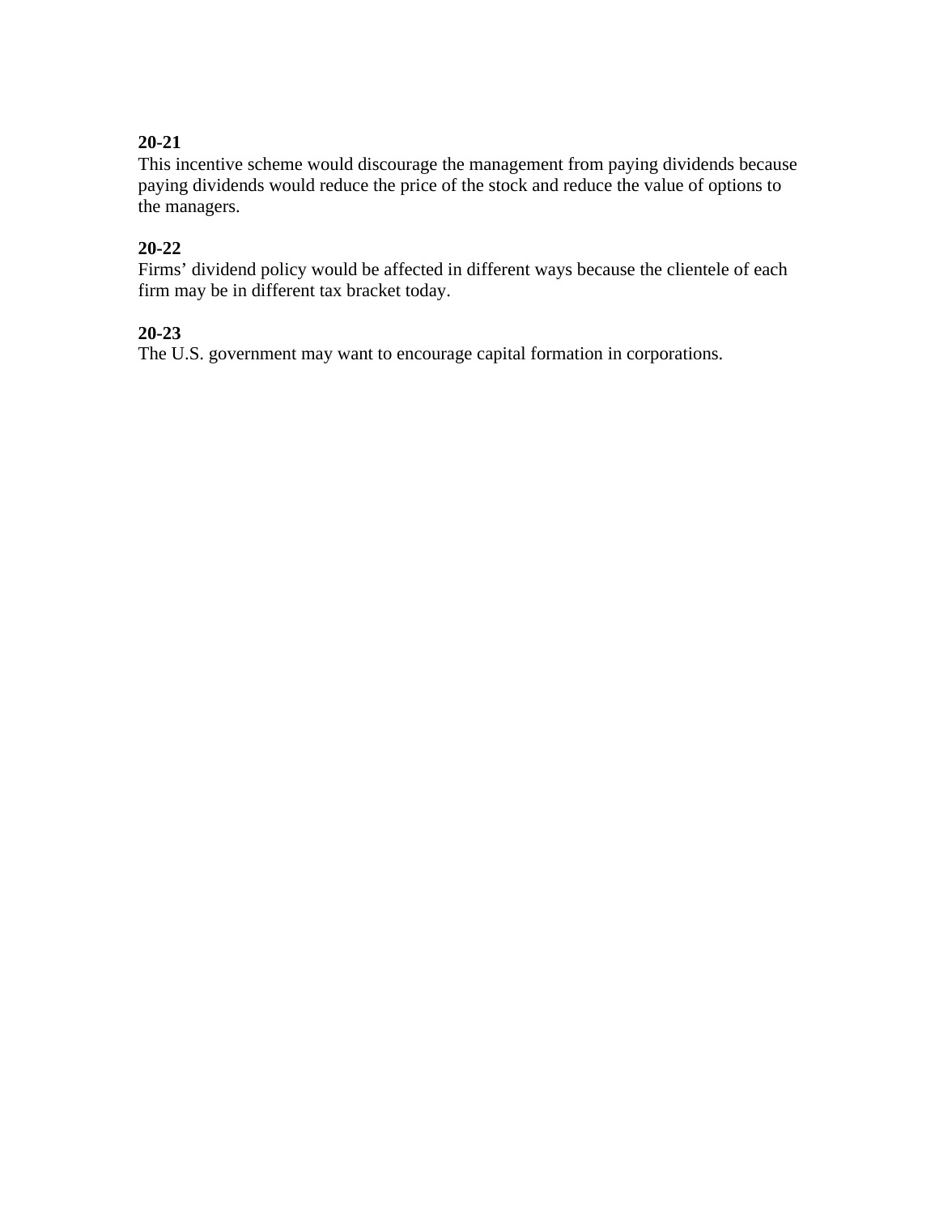**20-21**
This incentive scheme would discourage the management from paying dividends because paying dividends would reduce the price of the stock and reduce the value of options to the managers.

**20-22**
Firms' dividend policy would be affected in different ways because the clientele of each firm may be in different tax bracket today.

**20-23**
The U.S. government may want to encourage capital formation in corporations.